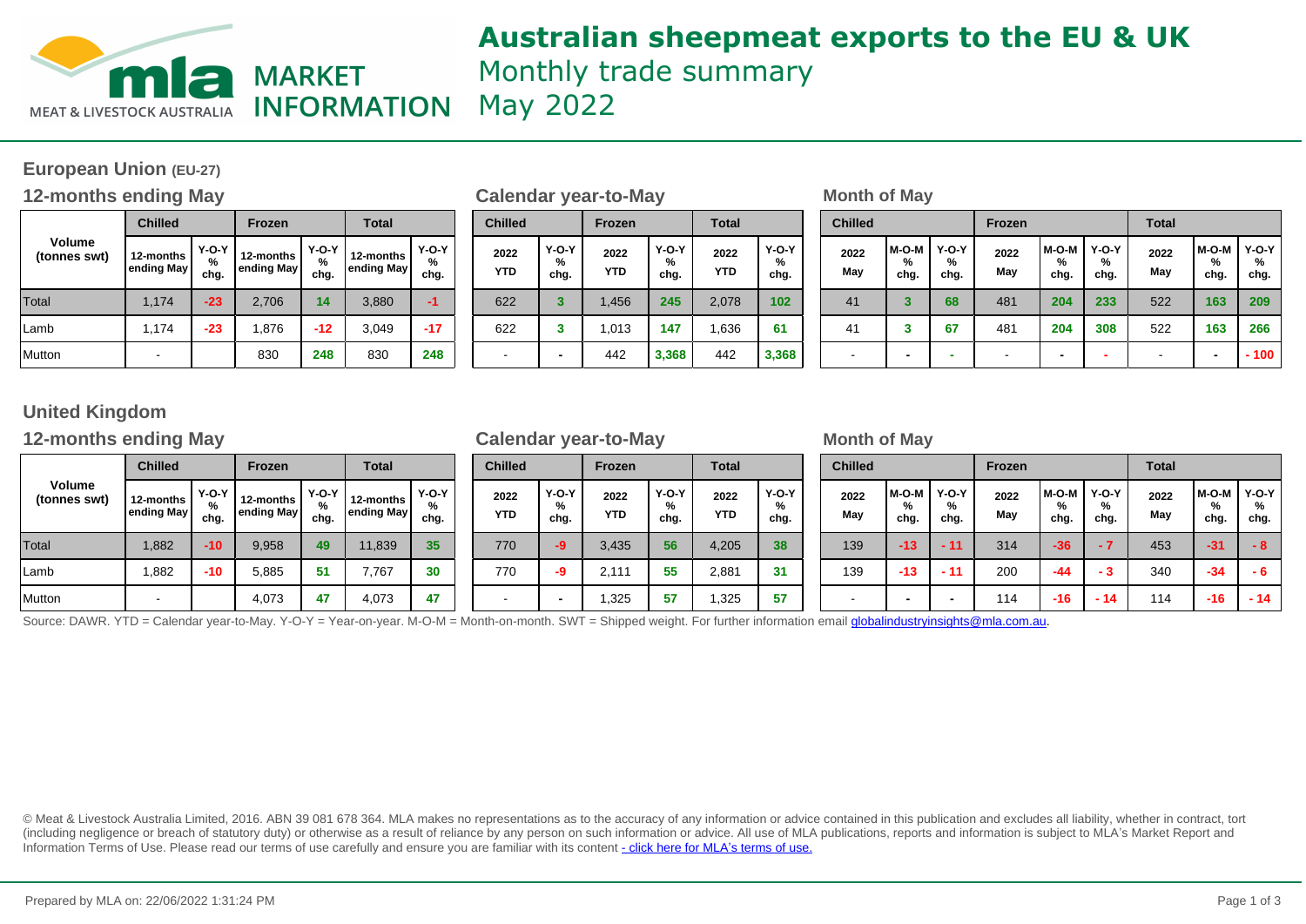# Australian sheepmeat exports to the EU & UK

Monthly trade summary

May 2022

MLA MARKET INFORMATION — MEAT & LIVESTOCK AUSTRALIA

## European Union (EU-27)

### 12-months ending May

| Volume (tonnes swt) | Chilled | | Frozen | | Total | |
|---|---|---|---|---|---|---|
| | 12-months ending May | Y-O-Y % chg. | 12-months ending May | Y-O-Y % chg. | 12-months ending May | Y-O-Y % chg. |
| Total | 1,174 | -23 | 2,706 | 14 | 3,880 | -1 |
| Lamb | 1,174 | -23 | 1,876 | -12 | 3,049 | -17 |
| Mutton | - | | 830 | 248 | 830 | 248 |

### Calendar year-to-May

| Volume (tonnes swt) | Chilled | | Frozen | | Total | |
|---|---|---|---|---|---|---|
| | 2022 YTD | Y-O-Y % chg. | 2022 YTD | Y-O-Y % chg. | 2022 YTD | Y-O-Y % chg. |
| Total | 622 | 3 | 1,456 | 245 | 2,078 | 102 |
| Lamb | 622 | 3 | 1,013 | 147 | 1,636 | 61 |
| Mutton | - | - | 442 | 3,368 | 442 | 3,368 |

### Month of May

| Volume (tonnes swt) | Chilled | | | Frozen | | | Total | | |
|---|---|---|---|---|---|---|---|---|---|
| | 2022 May | M-O-M % chg. | Y-O-Y % chg. | 2022 May | M-O-M % chg. | Y-O-Y % chg. | 2022 May | M-O-M % chg. | Y-O-Y % chg. |
| Total | 41 | 3 | 68 | 481 | 204 | 233 | 522 | 163 | 209 |
| Lamb | 41 | 3 | 67 | 481 | 204 | 308 | 522 | 163 | 266 |
| Mutton | - | - | - | - | - | - | - | - | - 100 |

## United Kingdom

### 12-months ending May

| Volume (tonnes swt) | Chilled | | Frozen | | Total | |
|---|---|---|---|---|---|---|
| | 12-months ending May | Y-O-Y % chg. | 12-months ending May | Y-O-Y % chg. | 12-months ending May | Y-O-Y % chg. |
| Total | 1,882 | -10 | 9,958 | 49 | 11,839 | 35 |
| Lamb | 1,882 | -10 | 5,885 | 51 | 7,767 | 30 |
| Mutton | - | | 4,073 | 47 | 4,073 | 47 |

### Calendar year-to-May

| Volume (tonnes swt) | Chilled | | Frozen | | Total | |
|---|---|---|---|---|---|---|
| | 2022 YTD | Y-O-Y % chg. | 2022 YTD | Y-O-Y % chg. | 2022 YTD | Y-O-Y % chg. |
| Total | 770 | -9 | 3,435 | 56 | 4,205 | 38 |
| Lamb | 770 | -9 | 2,111 | 55 | 2,881 | 31 |
| Mutton | - | - | 1,325 | 57 | 1,325 | 57 |

### Month of May

| Volume (tonnes swt) | Chilled | | | Frozen | | | Total | | |
|---|---|---|---|---|---|---|---|---|---|
| | 2022 May | M-O-M % chg. | Y-O-Y % chg. | 2022 May | M-O-M % chg. | Y-O-Y % chg. | 2022 May | M-O-M % chg. | Y-O-Y % chg. |
| Total | 139 | -13 | - 11 | 314 | -36 | - 7 | 453 | -31 | - 8 |
| Lamb | 139 | -13 | - 11 | 200 | -44 | - 3 | 340 | -34 | - 6 |
| Mutton | - | - | - | 114 | -16 | - 14 | 114 | -16 | - 14 |

Source: DAWR. YTD = Calendar year-to-May. Y-O-Y = Year-on-year. M-O-M = Month-on-month. SWT = Shipped weight. For further information email globalindustryinsights@mla.com.au.

© Meat & Livestock Australia Limited, 2016. ABN 39 081 678 364. MLA makes no representations as to the accuracy of any information or advice contained in this publication and excludes all liability, whether in contract, tort (including negligence or breach of statutory duty) or otherwise as a result of reliance by any person on such information or advice. All use of MLA publications, reports and information is subject to MLA's Market Report and Information Terms of Use. Please read our terms of use carefully and ensure you are familiar with its content - click here for MLA's terms of use.

Prepared by MLA on: 22/06/2022 1:31:24 PM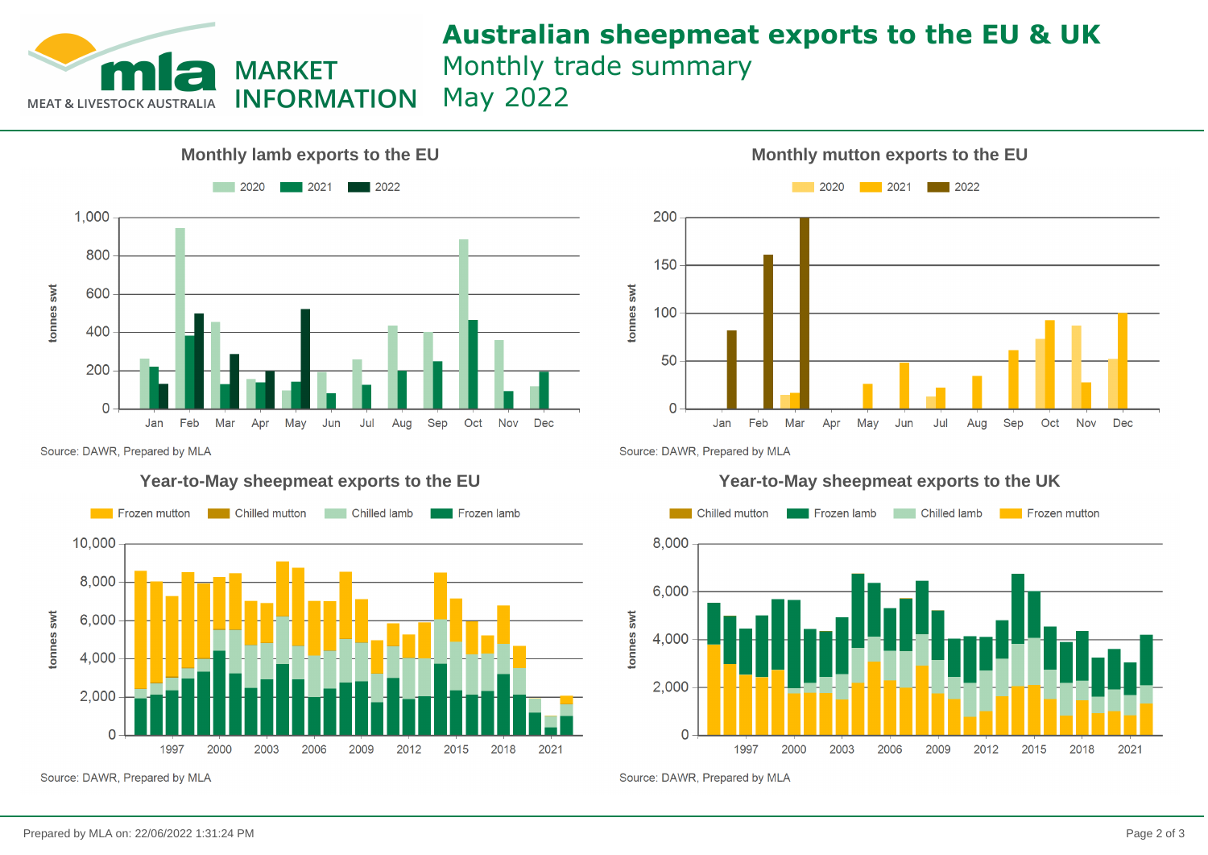# Australian sheepmeat exports to the EU & UK

Monthly trade summary

May 2022

## Monthly lamb exports to the EU

Legend: 2020, 2021, 2022

Y-axis: tonnes swt (0 to 1,000)

X-axis: Jan, Feb, Mar, Apr, May, Jun, Jul, Aug, Sep, Oct, Nov, Dec

Source: DAWR, Prepared by MLA

## Monthly mutton exports to the EU

Legend: 2020, 2021, 2022

Y-axis: tonnes swt (0 to 200)

X-axis: Jan, Feb, Mar, Apr, May, Jun, Jul, Aug, Sep, Oct, Nov, Dec

Source: DAWR, Prepared by MLA

## Year-to-May sheepmeat exports to the EU

Legend: Frozen mutton, Chilled mutton, Chilled lamb, Frozen lamb

Y-axis: tonnes swt (0 to 10,000)

X-axis: 1997, 2000, 2003, 2006, 2009, 2012, 2015, 2018, 2021

Source: DAWR, Prepared by MLA

## Year-to-May sheepmeat exports to the UK

Legend: Chilled mutton, Frozen lamb, Chilled lamb, Frozen mutton

Y-axis: tonnes swt (0 to 8,000)

X-axis: 1997, 2000, 2003, 2006, 2009, 2012, 2015, 2018, 2021

Source: DAWR, Prepared by MLA

Prepared by MLA on: 22/06/2022 1:31:24 PM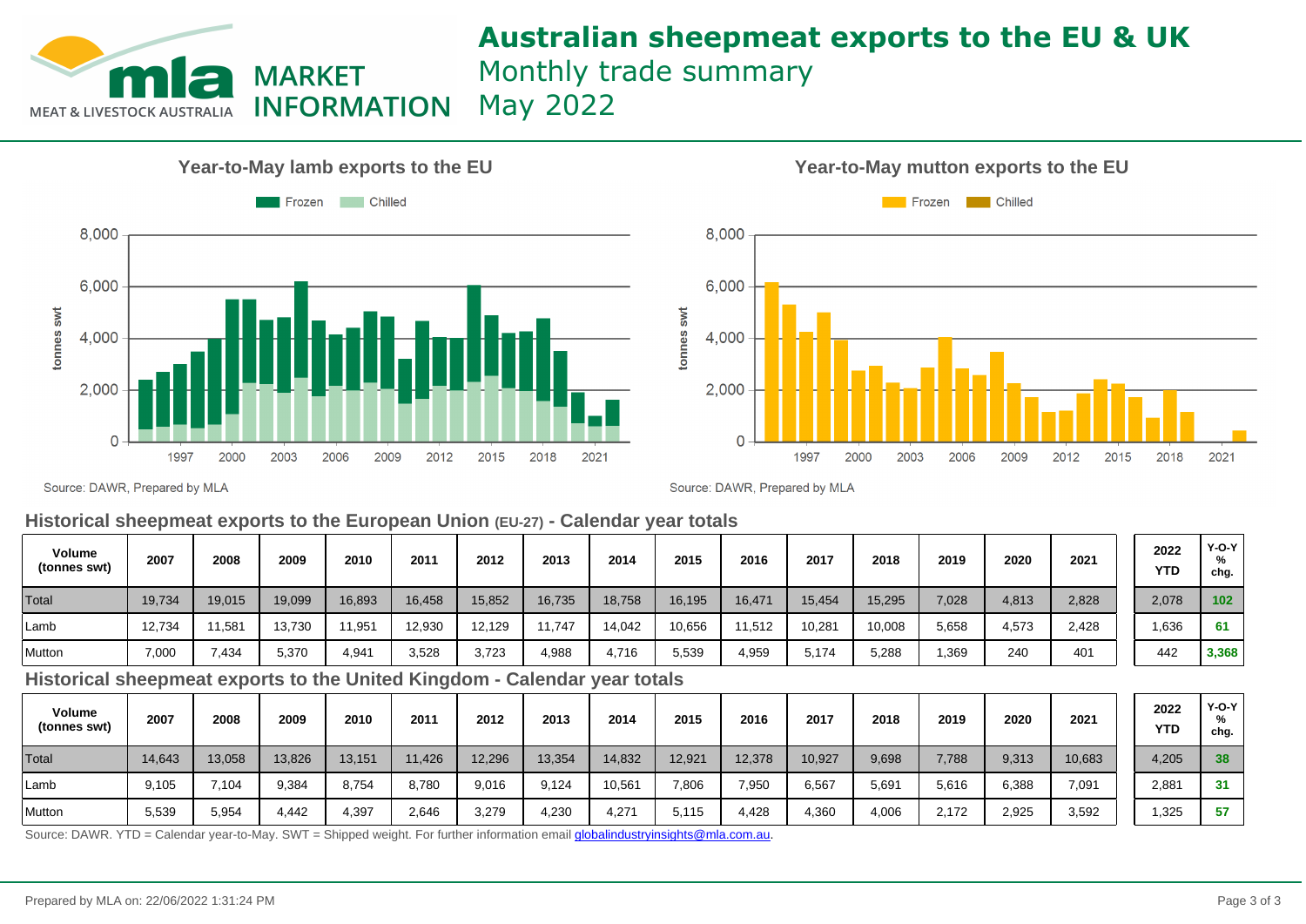# Australian sheepmeat exports to the EU & UK

Monthly trade summary

May 2022

MLA MARKET INFORMATION
MEAT & LIVESTOCK AUSTRALIA

## Year-to-May lamb exports to the EU

Frozen
Chilled

tonnes swt

8,000
6,000
4,000
2,000
0

1997
2000
2003
2006
2009
2012
2015
2018
2021

Source: DAWR, Prepared by MLA

## Year-to-May mutton exports to the EU

Frozen
Chilled

tonnes swt

8,000
6,000
4,000
2,000
0

1997
2000
2003
2006
2009
2012
2015
2018
2021

Source: DAWR, Prepared by MLA

## Historical sheepmeat exports to the European Union (EU-27) - Calendar year totals

| Volume (tonnes swt) | 2007 | 2008 | 2009 | 2010 | 2011 | 2012 | 2013 | 2014 | 2015 | 2016 | 2017 | 2018 | 2019 | 2020 | 2021 | 2022 YTD | Y-O-Y % chg. |
|---|---|---|---|---|---|---|---|---|---|---|---|---|---|---|---|---|---|
| Total | 19,734 | 19,015 | 19,099 | 16,893 | 16,458 | 15,852 | 16,735 | 18,758 | 16,195 | 16,471 | 15,454 | 15,295 | 7,028 | 4,813 | 2,828 | 2,078 | 102 |
| Lamb | 12,734 | 11,581 | 13,730 | 11,951 | 12,930 | 12,129 | 11,747 | 14,042 | 10,656 | 11,512 | 10,281 | 10,008 | 5,658 | 4,573 | 2,428 | 1,636 | 61 |
| Mutton | 7,000 | 7,434 | 5,370 | 4,941 | 3,528 | 3,723 | 4,988 | 4,716 | 5,539 | 4,959 | 5,174 | 5,288 | 1,369 | 240 | 401 | 442 | 3,368 |

## Historical sheepmeat exports to the United Kingdom - Calendar year totals

| Volume (tonnes swt) | 2007 | 2008 | 2009 | 2010 | 2011 | 2012 | 2013 | 2014 | 2015 | 2016 | 2017 | 2018 | 2019 | 2020 | 2021 | 2022 YTD | Y-O-Y % chg. |
|---|---|---|---|---|---|---|---|---|---|---|---|---|---|---|---|---|---|
| Total | 14,643 | 13,058 | 13,826 | 13,151 | 11,426 | 12,296 | 13,354 | 14,832 | 12,921 | 12,378 | 10,927 | 9,698 | 7,788 | 9,313 | 10,683 | 4,205 | 38 |
| Lamb | 9,105 | 7,104 | 9,384 | 8,754 | 8,780 | 9,016 | 9,124 | 10,561 | 7,806 | 7,950 | 6,567 | 5,691 | 5,616 | 6,388 | 7,091 | 2,881 | 31 |
| Mutton | 5,539 | 5,954 | 4,442 | 4,397 | 2,646 | 3,279 | 4,230 | 4,271 | 5,115 | 4,428 | 4,360 | 4,006 | 2,172 | 2,925 | 3,592 | 1,325 | 57 |

Source: DAWR. YTD = Calendar year-to-May. SWT = Shipped weight. For further information email globalindustryinsights@mla.com.au.

Prepared by MLA on: 22/06/2022 1:31:24 PM